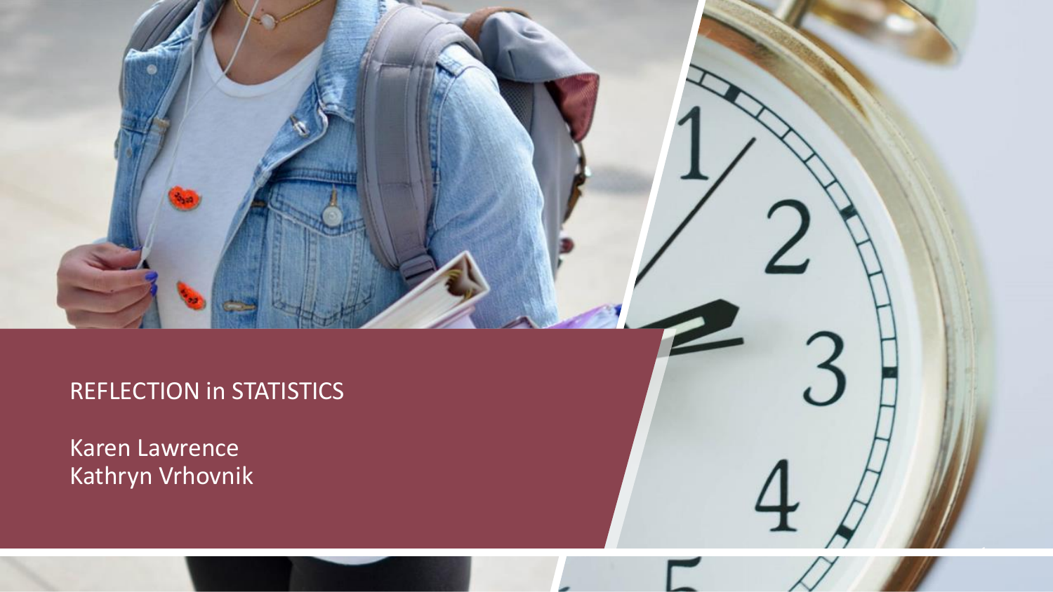# REFLECTION in STATISTICS

Karen Lawrence
Kathryn Vrhovnik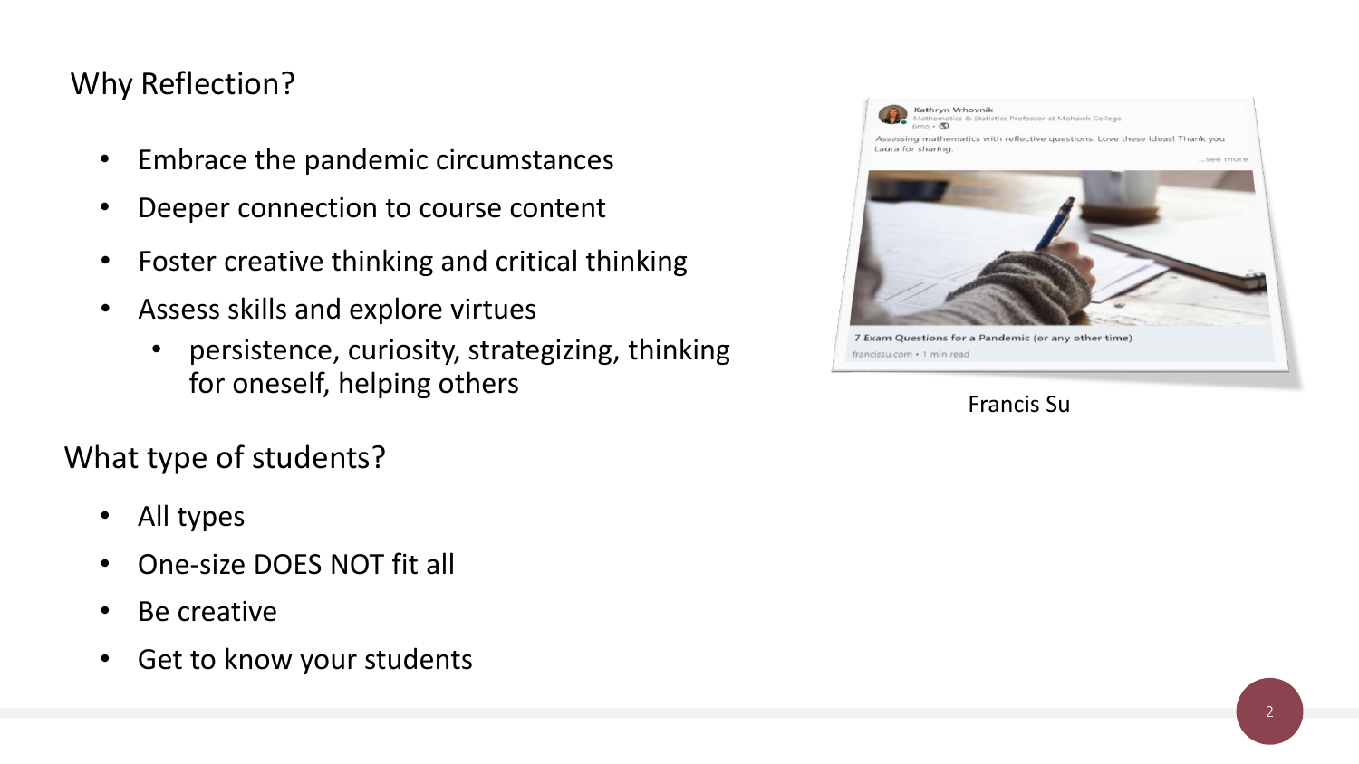## Why Reflection?

- Embrace the pandemic circumstances
- Deeper connection to course content
- Foster creative thinking and critical thinking
- Assess skills and explore virtues
  - persistence, curiosity, strategizing, thinking for oneself, helping others

Kathryn Vrhovnik
Mathematics & Statistics Professor at Mohawk College
6mo •

Assessing mathematics with reflective questions. Love these ideas! Thank you Laura for sharing.
...see more

7 Exam Questions for a Pandemic (or any other time)
francissu.com • 1 min read

Francis Su

## What type of students?

- All types
- One-size DOES NOT fit all
- Be creative
- Get to know your students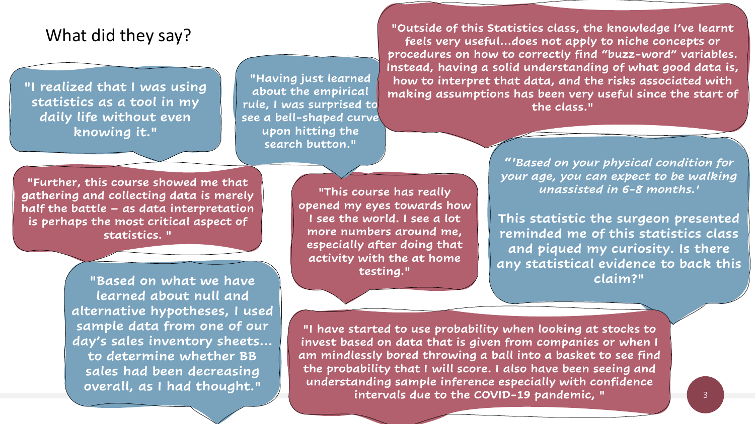# What did they say?

"I realized that I was using statistics as a tool in my daily life without even knowing it."

"Having just learned about the empirical rule, I was surprised to see a bell-shaped curve upon hitting the search button."

"Outside of this Statistics class, the knowledge I've learnt feels very useful…does not apply to niche concepts or procedures on how to correctly find "buzz-word" variables. Instead, having a solid understanding of what good data is, how to interpret that data, and the risks associated with making assumptions has been very useful since the start of the class."

"Further, this course showed me that gathering and collecting data is merely half the battle – as data interpretation is perhaps the most critical aspect of statistics. "

"This course has really opened my eyes towards how I see the world. I see a lot more numbers around me, especially after doing that activity with the at home testing."

"*'Based on your physical condition for your age, you can expect to be walking unassisted in 6-8 months.'*

This statistic the surgeon presented reminded me of this statistics class and piqued my curiosity. Is there any statistical evidence to back this claim?"

"Based on what we have learned about null and alternative hypotheses, I used sample data from one of our day's sales inventory sheets… to determine whether BB sales had been decreasing overall, as I had thought."

"I have started to use probability when looking at stocks to invest based on data that is given from companies or when I am mindlessly bored throwing a ball into a basket to see find the probability that I will score. I also have been seeing and understanding sample inference especially with confidence intervals due to the COVID-19 pandemic, "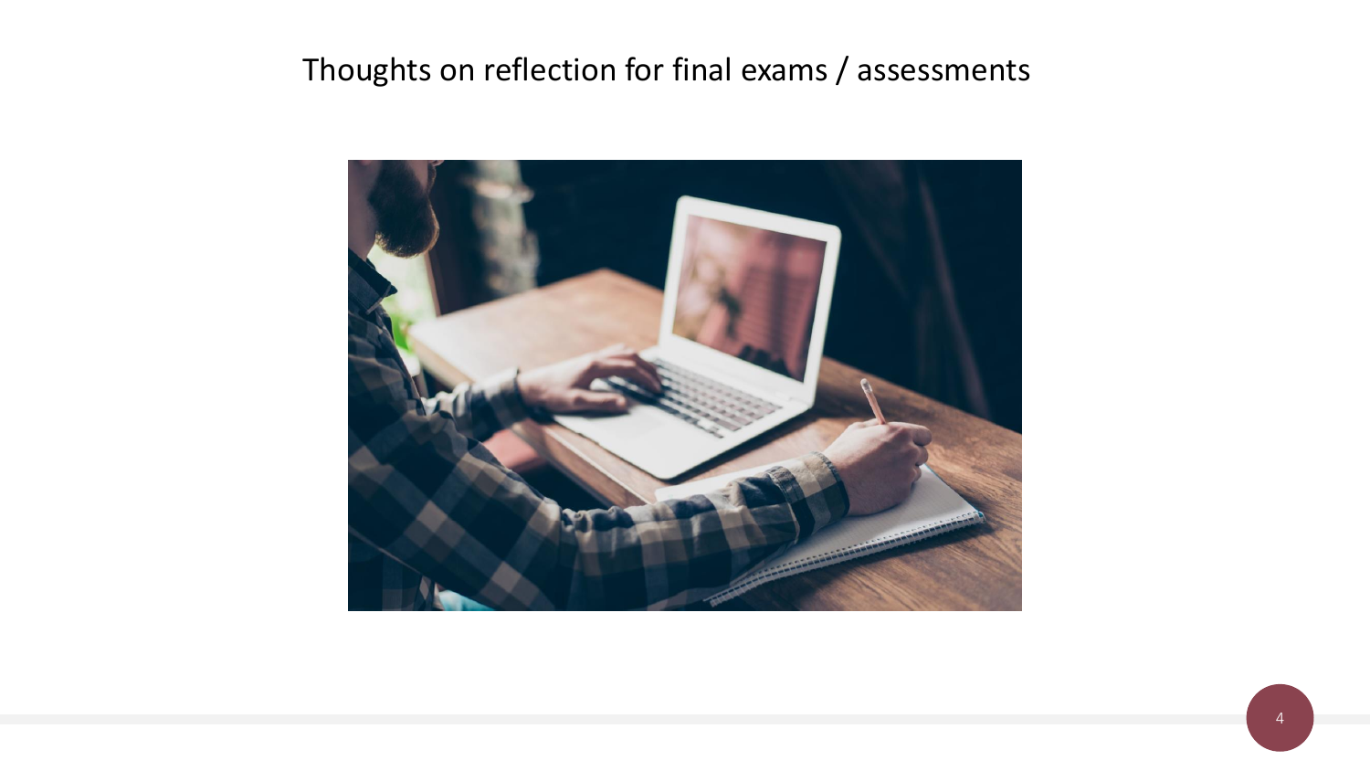# Thoughts on reflection for final exams / assessments